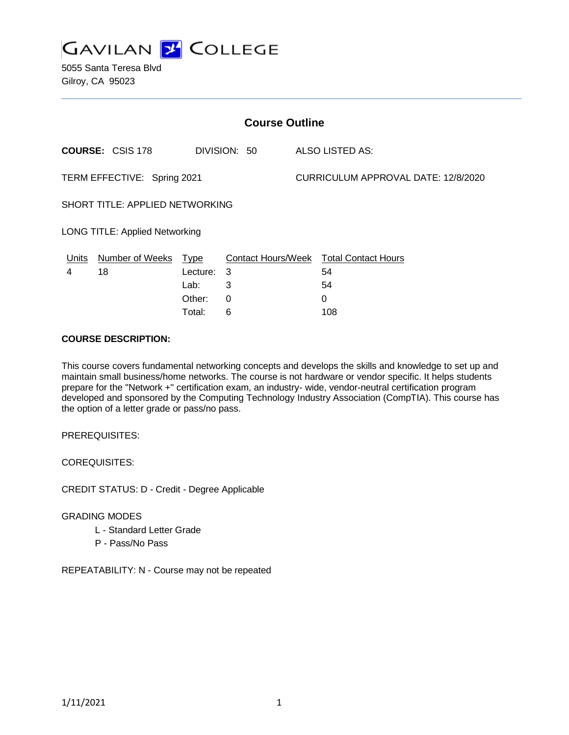# GAVILAN COLLEGE

5055 Santa Teresa Blvd
Gilroy, CA 95023

## Course Outline

**COURSE:** CSIS 178 DIVISION: 50 ALSO LISTED AS:

TERM EFFECTIVE: Spring 2021 CURRICULUM APPROVAL DATE: 12/8/2020

SHORT TITLE: APPLIED NETWORKING

LONG TITLE: Applied Networking

| Units | Number of Weeks | Type | Contact Hours/Week | Total Contact Hours |
|---|---|---|---|---|
| 4 | 18 | Lecture: | 3 | 54 |
| | | Lab: | 3 | 54 |
| | | Other: | 0 | 0 |
| | | Total: | 6 | 108 |

**COURSE DESCRIPTION:**

This course covers fundamental networking concepts and develops the skills and knowledge to set up and maintain small business/home networks. The course is not hardware or vendor specific. It helps students prepare for the "Network +" certification exam, an industry- wide, vendor-neutral certification program developed and sponsored by the Computing Technology Industry Association (CompTIA). This course has the option of a letter grade or pass/no pass.

PREREQUISITES:

COREQUISITES:

CREDIT STATUS: D - Credit - Degree Applicable

GRADING MODES

- L - Standard Letter Grade
- P - Pass/No Pass

REPEATABILITY: N - Course may not be repeated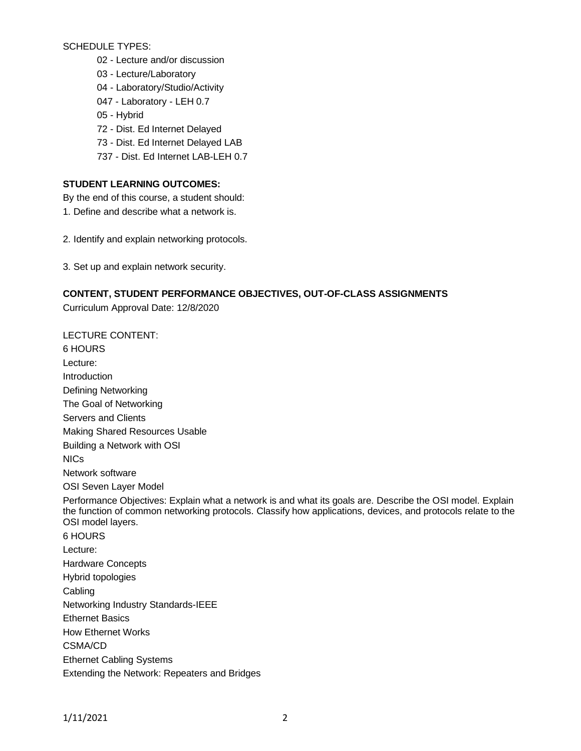SCHEDULE TYPES:

- 02 - Lecture and/or discussion
- 03 - Lecture/Laboratory
- 04 - Laboratory/Studio/Activity
- 047 - Laboratory - LEH 0.7
- 05 - Hybrid
- 72 - Dist. Ed Internet Delayed
- 73 - Dist. Ed Internet Delayed LAB
- 737 - Dist. Ed Internet LAB-LEH 0.7

**STUDENT LEARNING OUTCOMES:**

By the end of this course, a student should:

1. Define and describe what a network is.

2. Identify and explain networking protocols.

3. Set up and explain network security.

**CONTENT, STUDENT PERFORMANCE OBJECTIVES, OUT-OF-CLASS ASSIGNMENTS**

Curriculum Approval Date: 12/8/2020

LECTURE CONTENT:

6 HOURS

Lecture:

Introduction

Defining Networking

The Goal of Networking

Servers and Clients

Making Shared Resources Usable

Building a Network with OSI

NICs

Network software

OSI Seven Layer Model

Performance Objectives: Explain what a network is and what its goals are. Describe the OSI model. Explain the function of common networking protocols. Classify how applications, devices, and protocols relate to the OSI model layers.

6 HOURS

Lecture:

Hardware Concepts

Hybrid topologies

Cabling

Networking Industry Standards-IEEE

Ethernet Basics

How Ethernet Works

CSMA/CD

Ethernet Cabling Systems

Extending the Network: Repeaters and Bridges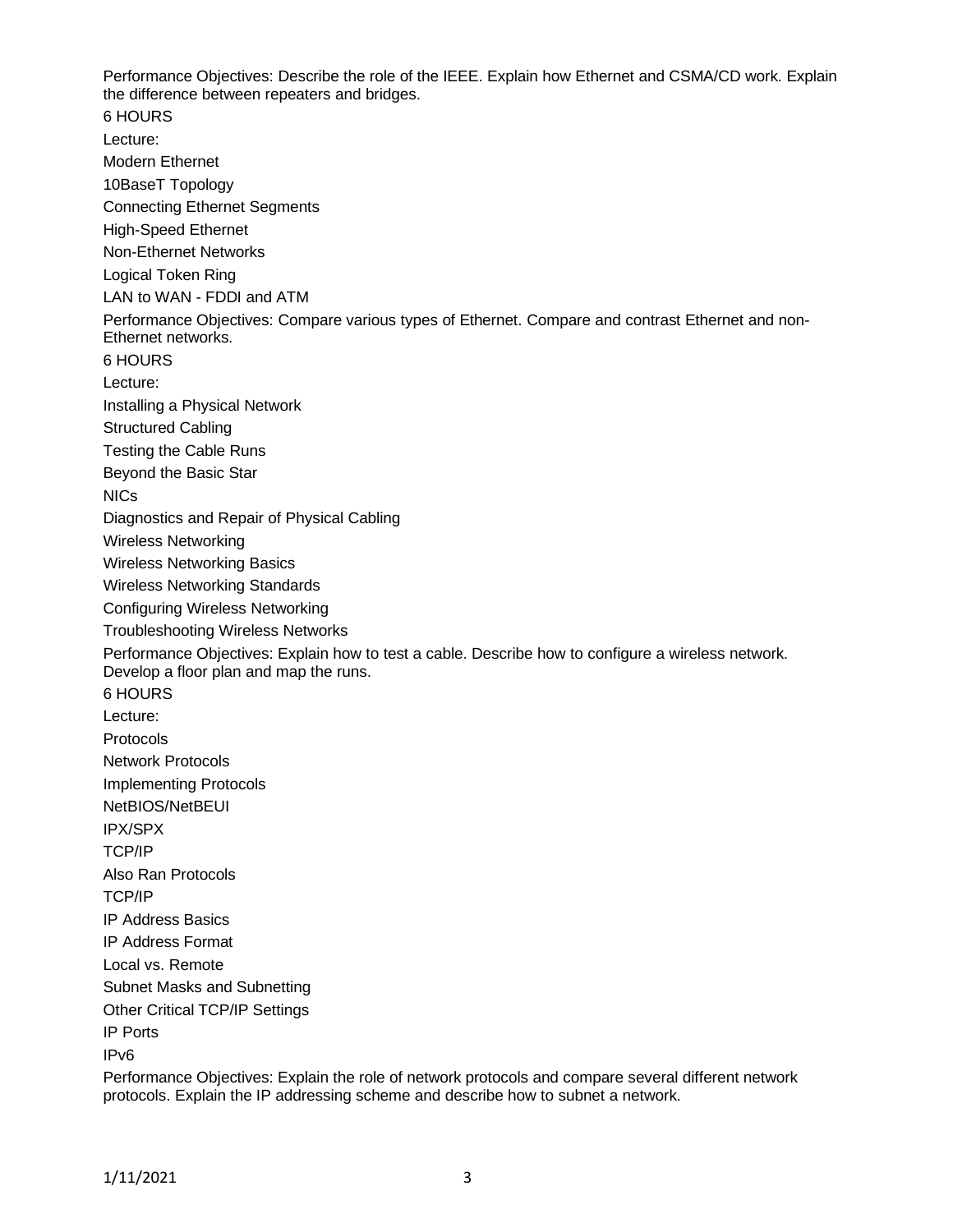Performance Objectives: Describe the role of the IEEE. Explain how Ethernet and CSMA/CD work. Explain the difference between repeaters and bridges.

6 HOURS

Lecture:

Modern Ethernet

10BaseT Topology

Connecting Ethernet Segments

High-Speed Ethernet

Non-Ethernet Networks

Logical Token Ring

LAN to WAN - FDDI and ATM

Performance Objectives: Compare various types of Ethernet. Compare and contrast Ethernet and non-Ethernet networks.

6 HOURS

Lecture:

Installing a Physical Network

Structured Cabling

Testing the Cable Runs

Beyond the Basic Star

NICs

Diagnostics and Repair of Physical Cabling

Wireless Networking

Wireless Networking Basics

Wireless Networking Standards

Configuring Wireless Networking

Troubleshooting Wireless Networks

Performance Objectives: Explain how to test a cable. Describe how to configure a wireless network. Develop a floor plan and map the runs.

6 HOURS

Lecture:

Protocols

Network Protocols

Implementing Protocols

NetBIOS/NetBEUI

IPX/SPX

TCP/IP

Also Ran Protocols

TCP/IP

IP Address Basics

IP Address Format

Local vs. Remote

Subnet Masks and Subnetting

Other Critical TCP/IP Settings

IP Ports

IPv6

Performance Objectives: Explain the role of network protocols and compare several different network protocols. Explain the IP addressing scheme and describe how to subnet a network.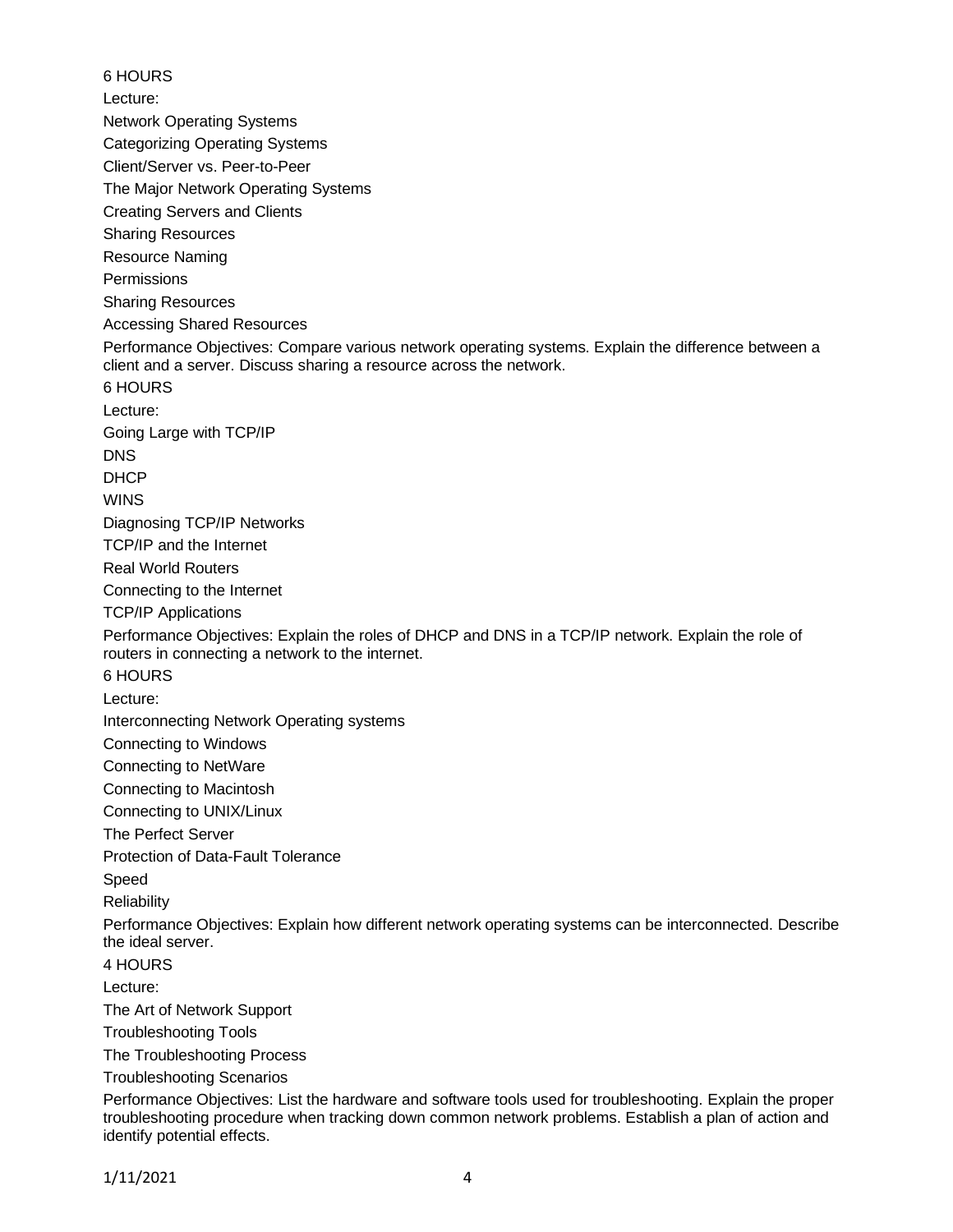6 HOURS

Lecture:

Network Operating Systems

Categorizing Operating Systems

Client/Server vs. Peer-to-Peer

The Major Network Operating Systems

Creating Servers and Clients

Sharing Resources

Resource Naming

Permissions

Sharing Resources

Accessing Shared Resources

Performance Objectives: Compare various network operating systems. Explain the difference between a client and a server. Discuss sharing a resource across the network.

6 HOURS

Lecture:

Going Large with TCP/IP

DNS

DHCP

WINS

Diagnosing TCP/IP Networks

TCP/IP and the Internet

Real World Routers

Connecting to the Internet

TCP/IP Applications

Performance Objectives: Explain the roles of DHCP and DNS in a TCP/IP network. Explain the role of routers in connecting a network to the internet.

6 HOURS

Lecture:

Interconnecting Network Operating systems

Connecting to Windows

Connecting to NetWare

Connecting to Macintosh

Connecting to UNIX/Linux

The Perfect Server

Protection of Data-Fault Tolerance

Speed

Reliability

Performance Objectives: Explain how different network operating systems can be interconnected. Describe the ideal server.

4 HOURS

Lecture:

The Art of Network Support

Troubleshooting Tools

The Troubleshooting Process

Troubleshooting Scenarios

Performance Objectives: List the hardware and software tools used for troubleshooting. Explain the proper troubleshooting procedure when tracking down common network problems. Establish a plan of action and identify potential effects.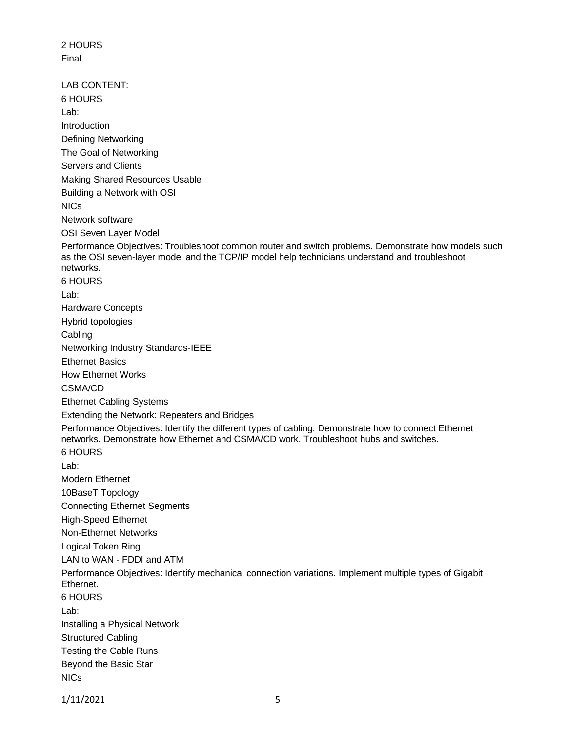2 HOURS

Final

LAB CONTENT:

6 HOURS

Lab:

Introduction

Defining Networking

The Goal of Networking

Servers and Clients

Making Shared Resources Usable

Building a Network with OSI

NICs

Network software

OSI Seven Layer Model

Performance Objectives: Troubleshoot common router and switch problems. Demonstrate how models such as the OSI seven-layer model and the TCP/IP model help technicians understand and troubleshoot networks.

6 HOURS

Lab:

Hardware Concepts

Hybrid topologies

Cabling

Networking Industry Standards-IEEE

Ethernet Basics

How Ethernet Works

CSMA/CD

Ethernet Cabling Systems

Extending the Network: Repeaters and Bridges

Performance Objectives: Identify the different types of cabling. Demonstrate how to connect Ethernet networks. Demonstrate how Ethernet and CSMA/CD work. Troubleshoot hubs and switches.

6 HOURS

Lab:

Modern Ethernet

10BaseT Topology

Connecting Ethernet Segments

High-Speed Ethernet

Non-Ethernet Networks

Logical Token Ring

LAN to WAN - FDDI and ATM

Performance Objectives: Identify mechanical connection variations. Implement multiple types of Gigabit Ethernet.

6 HOURS

Lab:

Installing a Physical Network

Structured Cabling

Testing the Cable Runs

Beyond the Basic Star

NICs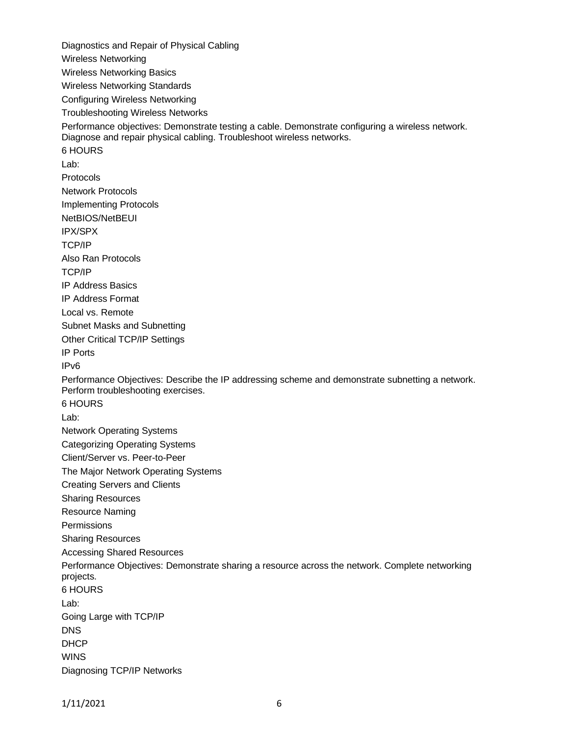Diagnostics and Repair of Physical Cabling

Wireless Networking

Wireless Networking Basics

Wireless Networking Standards

Configuring Wireless Networking

Troubleshooting Wireless Networks

Performance objectives: Demonstrate testing a cable. Demonstrate configuring a wireless network. Diagnose and repair physical cabling. Troubleshoot wireless networks.

6 HOURS

Lab:

Protocols

Network Protocols

Implementing Protocols

NetBIOS/NetBEUI

IPX/SPX

TCP/IP

Also Ran Protocols

TCP/IP

IP Address Basics

IP Address Format

Local vs. Remote

Subnet Masks and Subnetting

Other Critical TCP/IP Settings

IP Ports

IPv6

Performance Objectives: Describe the IP addressing scheme and demonstrate subnetting a network. Perform troubleshooting exercises.

6 HOURS

Lab:

Network Operating Systems

Categorizing Operating Systems

Client/Server vs. Peer-to-Peer

The Major Network Operating Systems

Creating Servers and Clients

Sharing Resources

Resource Naming

Permissions

Sharing Resources

Accessing Shared Resources

Performance Objectives: Demonstrate sharing a resource across the network. Complete networking projects.

6 HOURS

Lab:

Going Large with TCP/IP

DNS

DHCP

WINS

Diagnosing TCP/IP Networks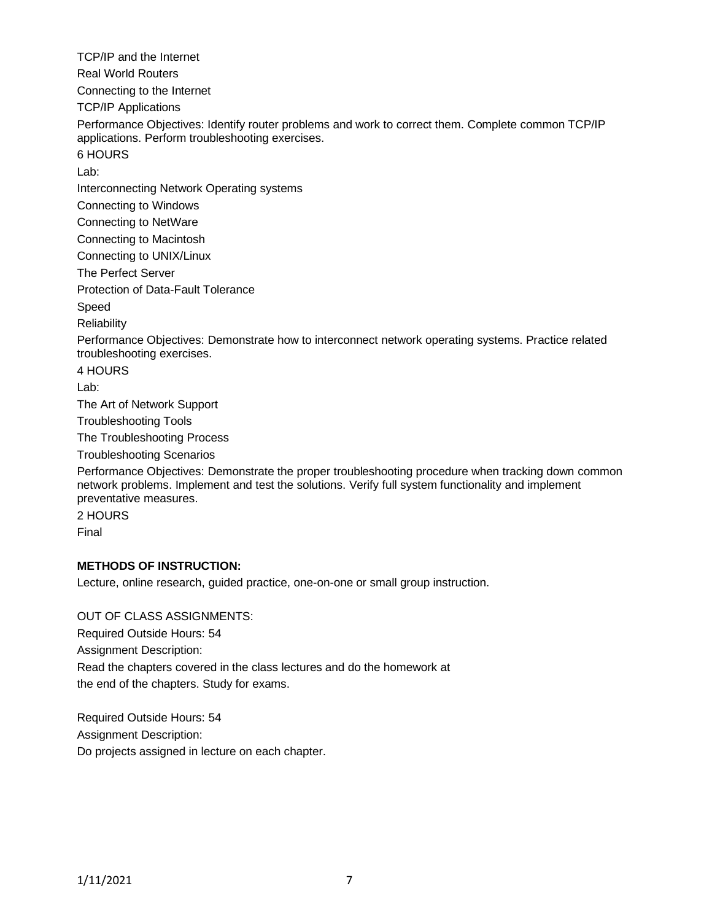TCP/IP and the Internet

Real World Routers

Connecting to the Internet

TCP/IP Applications

Performance Objectives: Identify router problems and work to correct them. Complete common TCP/IP applications. Perform troubleshooting exercises.

6 HOURS

Lab:

Interconnecting Network Operating systems

Connecting to Windows

Connecting to NetWare

Connecting to Macintosh

Connecting to UNIX/Linux

The Perfect Server

Protection of Data-Fault Tolerance

Speed

Reliability

Performance Objectives: Demonstrate how to interconnect network operating systems. Practice related troubleshooting exercises.

4 HOURS

Lab:

The Art of Network Support

Troubleshooting Tools

The Troubleshooting Process

Troubleshooting Scenarios

Performance Objectives: Demonstrate the proper troubleshooting procedure when tracking down common network problems. Implement and test the solutions. Verify full system functionality and implement preventative measures.

2 HOURS

Final

**METHODS OF INSTRUCTION:**

Lecture, online research, guided practice, one-on-one or small group instruction.

OUT OF CLASS ASSIGNMENTS:

Required Outside Hours: 54

Assignment Description:

Read the chapters covered in the class lectures and do the homework at the end of the chapters. Study for exams.

Required Outside Hours: 54

Assignment Description:

Do projects assigned in lecture on each chapter.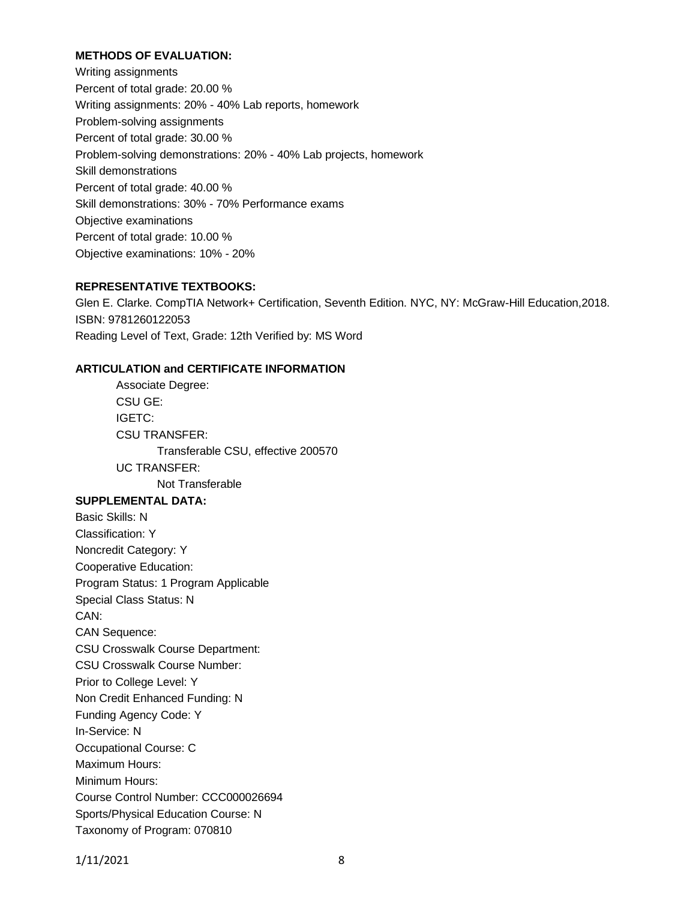**METHODS OF EVALUATION:**

Writing assignments
Percent of total grade: 20.00 %
Writing assignments: 20% - 40% Lab reports, homework
Problem-solving assignments
Percent of total grade: 30.00 %
Problem-solving demonstrations: 20% - 40% Lab projects, homework
Skill demonstrations
Percent of total grade: 40.00 %
Skill demonstrations: 30% - 70% Performance exams
Objective examinations
Percent of total grade: 10.00 %
Objective examinations: 10% - 20%

**REPRESENTATIVE TEXTBOOKS:**

Glen E. Clarke. CompTIA Network+ Certification, Seventh Edition. NYC, NY: McGraw-Hill Education,2018.
ISBN: 9781260122053
Reading Level of Text, Grade: 12th Verified by: MS Word

**ARTICULATION and CERTIFICATE INFORMATION**

Associate Degree:
CSU GE:
IGETC:
CSU TRANSFER:
Transferable CSU, effective 200570
UC TRANSFER:
Not Transferable

**SUPPLEMENTAL DATA:**

Basic Skills: N
Classification: Y
Noncredit Category: Y
Cooperative Education:
Program Status: 1 Program Applicable
Special Class Status: N
CAN:
CAN Sequence:
CSU Crosswalk Course Department:
CSU Crosswalk Course Number:
Prior to College Level: Y
Non Credit Enhanced Funding: N
Funding Agency Code: Y
In-Service: N
Occupational Course: C
Maximum Hours:
Minimum Hours:
Course Control Number: CCC000026694
Sports/Physical Education Course: N
Taxonomy of Program: 070810